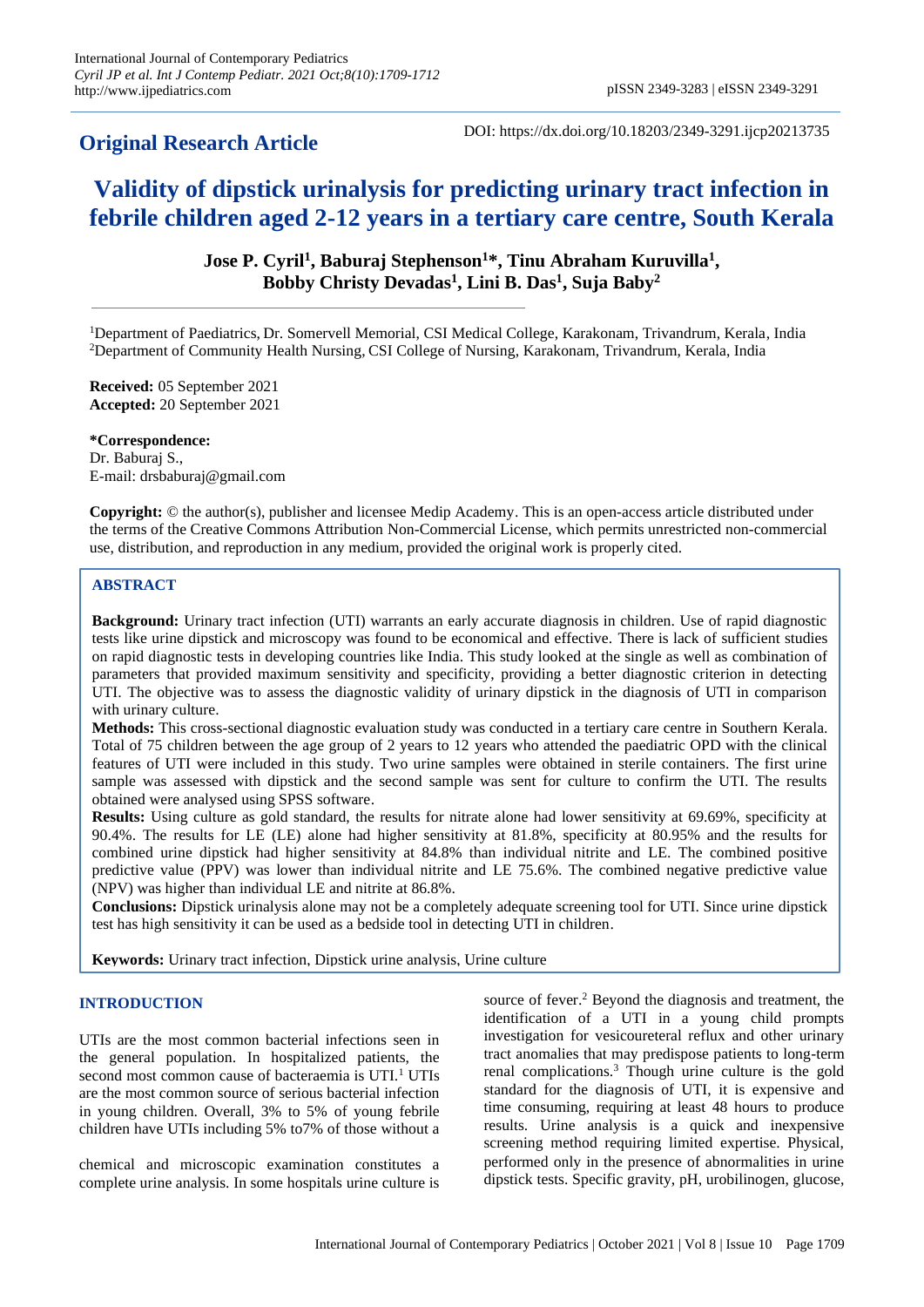## Original Research Article

DOI: https://dx.doi.org/10.18203/2349-3291.ijcp20213735

# Validity of dipstick urinalysis for predicting urinary tract infection in febrile children aged 2-12 years in a tertiary care centre, South Kerala

**Jose P. Cyril[1], Baburaj Stephenson[1]*, Tinu Abraham Kuruvilla[1], Bobby Christy Devadas[1], Lini B. Das[1], Suja Baby[2]**

[1]Department of Paediatrics, Dr. Somervell Memorial, CSI Medical College, Karakonam, Trivandrum, Kerala, India
[2]Department of Community Health Nursing, CSI College of Nursing, Karakonam, Trivandrum, Kerala, India

**Received:** 05 September 2021
**Accepted:** 20 September 2021

***Correspondence:**
Dr. Baburaj S.,
E-mail: drsbaburaj@gmail.com

**Copyright:** © the author(s), publisher and licensee Medip Academy. This is an open-access article distributed under the terms of the Creative Commons Attribution Non-Commercial License, which permits unrestricted non-commercial use, distribution, and reproduction in any medium, provided the original work is properly cited.

## ABSTRACT

**Background:** Urinary tract infection (UTI) warrants an early accurate diagnosis in children. Use of rapid diagnostic tests like urine dipstick and microscopy was found to be economical and effective. There is lack of sufficient studies on rapid diagnostic tests in developing countries like India. This study looked at the single as well as combination of parameters that provided maximum sensitivity and specificity, providing a better diagnostic criterion in detecting UTI. The objective was to assess the diagnostic validity of urinary dipstick in the diagnosis of UTI in comparison with urinary culture.

**Methods:** This cross-sectional diagnostic evaluation study was conducted in a tertiary care centre in Southern Kerala. Total of 75 children between the age group of 2 years to 12 years who attended the paediatric OPD with the clinical features of UTI were included in this study. Two urine samples were obtained in sterile containers. The first urine sample was assessed with dipstick and the second sample was sent for culture to confirm the UTI. The results obtained were analysed using SPSS software.

**Results:** Using culture as gold standard, the results for nitrate alone had lower sensitivity at 69.69%, specificity at 90.4%. The results for LE (LE) alone had higher sensitivity at 81.8%, specificity at 80.95% and the results for combined urine dipstick had higher sensitivity at 84.8% than individual nitrite and LE. The combined positive predictive value (PPV) was lower than individual nitrite and LE 75.6%. The combined negative predictive value (NPV) was higher than individual LE and nitrite at 86.8%.

**Conclusions:** Dipstick urinalysis alone may not be a completely adequate screening tool for UTI. Since urine dipstick test has high sensitivity it can be used as a bedside tool in detecting UTI in children.

**Keywords:** Urinary tract infection, Dipstick urine analysis, Urine culture

## INTRODUCTION

UTIs are the most common bacterial infections seen in the general population. In hospitalized patients, the second most common cause of bacteraemia is UTI.[1] UTIs are the most common source of serious bacterial infection in young children. Overall, 3% to 5% of young febrile children have UTIs including 5% to7% of those without a source of fever.[2] Beyond the diagnosis and treatment, the identification of a UTI in a young child prompts investigation for vesicoureteral reflux and other urinary tract anomalies that may predispose patients to long-term renal complications.[3] Though urine culture is the gold standard for the diagnosis of UTI, it is expensive and time consuming, requiring at least 48 hours to produce results. Urine analysis is a quick and inexpensive screening method requiring limited expertise. Physical, chemical and microscopic examination constitutes a complete urine analysis. In some hospitals urine culture is performed only in the presence of abnormalities in urine dipstick tests. Specific gravity, pH, urobilinogen, glucose,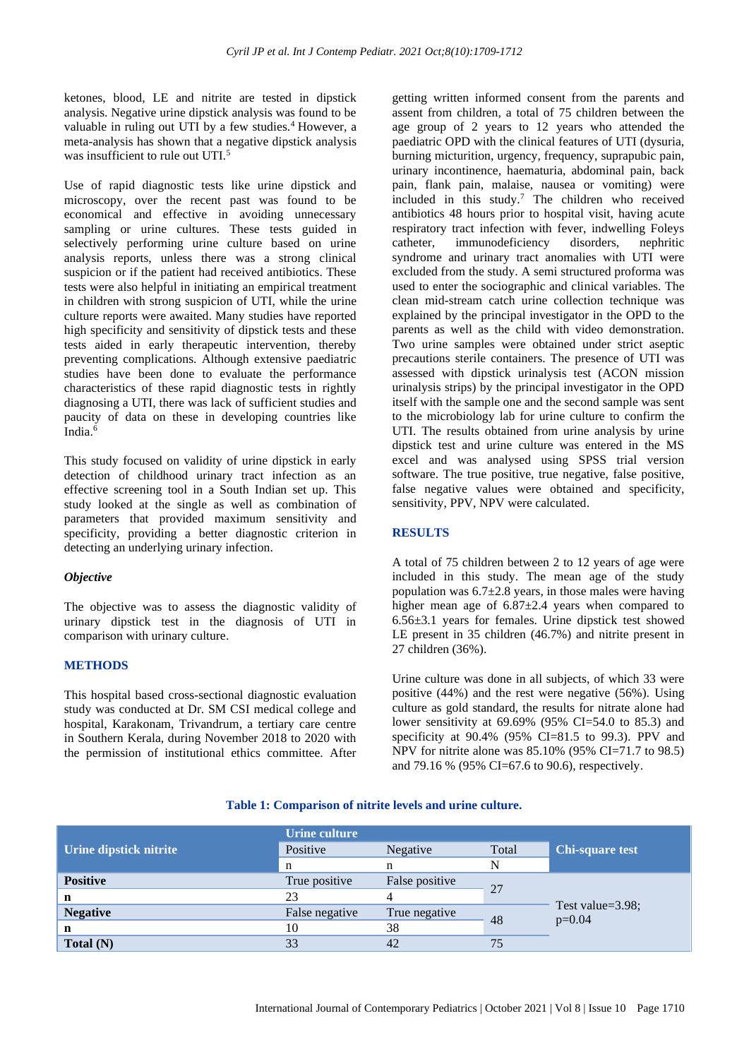ketones, blood, LE and nitrite are tested in dipstick analysis. Negative urine dipstick analysis was found to be valuable in ruling out UTI by a few studies.[4] However, a meta-analysis has shown that a negative dipstick analysis was insufficient to rule out UTI.[5]

Use of rapid diagnostic tests like urine dipstick and microscopy, over the recent past was found to be economical and effective in avoiding unnecessary sampling or urine cultures. These tests guided in selectively performing urine culture based on urine analysis reports, unless there was a strong clinical suspicion or if the patient had received antibiotics. These tests were also helpful in initiating an empirical treatment in children with strong suspicion of UTI, while the urine culture reports were awaited. Many studies have reported high specificity and sensitivity of dipstick tests and these tests aided in early therapeutic intervention, thereby preventing complications. Although extensive paediatric studies have been done to evaluate the performance characteristics of these rapid diagnostic tests in rightly diagnosing a UTI, there was lack of sufficient studies and paucity of data on these in developing countries like India.[6]

This study focused on validity of urine dipstick in early detection of childhood urinary tract infection as an effective screening tool in a South Indian set up. This study looked at the single as well as combination of parameters that provided maximum sensitivity and specificity, providing a better diagnostic criterion in detecting an underlying urinary infection.

### *Objective*

The objective was to assess the diagnostic validity of urinary dipstick test in the diagnosis of UTI in comparison with urinary culture.

## METHODS

This hospital based cross-sectional diagnostic evaluation study was conducted at Dr. SM CSI medical college and hospital, Karakonam, Trivandrum, a tertiary care centre in Southern Kerala, during November 2018 to 2020 with the permission of institutional ethics committee. After getting written informed consent from the parents and assent from children, a total of 75 children between the age group of 2 years to 12 years who attended the paediatric OPD with the clinical features of UTI (dysuria, burning micturition, urgency, frequency, suprapubic pain, urinary incontinence, haematuria, abdominal pain, back pain, flank pain, malaise, nausea or vomiting) were included in this study.[7] The children who received antibiotics 48 hours prior to hospital visit, having acute respiratory tract infection with fever, indwelling Foleys catheter, immunodeficiency disorders, nephritic syndrome and urinary tract anomalies with UTI were excluded from the study. A semi structured proforma was used to enter the sociographic and clinical variables. The clean mid-stream catch urine collection technique was explained by the principal investigator in the OPD to the parents as well as the child with video demonstration. Two urine samples were obtained under strict aseptic precautions sterile containers. The presence of UTI was assessed with dipstick urinalysis test (ACON mission urinalysis strips) by the principal investigator in the OPD itself with the sample one and the second sample was sent to the microbiology lab for urine culture to confirm the UTI. The results obtained from urine analysis by urine dipstick test and urine culture was entered in the MS excel and was analysed using SPSS trial version software. The true positive, true negative, false positive, false negative values were obtained and specificity, sensitivity, PPV, NPV were calculated.

## RESULTS

A total of 75 children between 2 to 12 years of age were included in this study. The mean age of the study population was 6.7±2.8 years, in those males were having higher mean age of 6.87±2.4 years when compared to 6.56±3.1 years for females. Urine dipstick test showed LE present in 35 children (46.7%) and nitrite present in 27 children (36%).

Urine culture was done in all subjects, of which 33 were positive (44%) and the rest were negative (56%). Using culture as gold standard, the results for nitrate alone had lower sensitivity at 69.69% (95% CI=54.0 to 85.3) and specificity at 90.4% (95% CI=81.5 to 99.3). PPV and NPV for nitrite alone was 85.10% (95% CI=71.7 to 98.5) and 79.16 % (95% CI=67.6 to 90.6), respectively.

**Table 1: Comparison of nitrite levels and urine culture.**

| Urine dipstick nitrite | Urine culture | | | Chi-square test |
|---|---|---|---|---|
| | Positive | Negative | Total | |
| | n | n | N | |
| **Positive** | True positive | False positive | 27 | Test value=3.98; p=0.04 |
| **n** | 23 | 4 | | |
| **Negative** | False negative | True negative | 48 | |
| **n** | 10 | 38 | | |
| **Total (N)** | 33 | 42 | 75 | |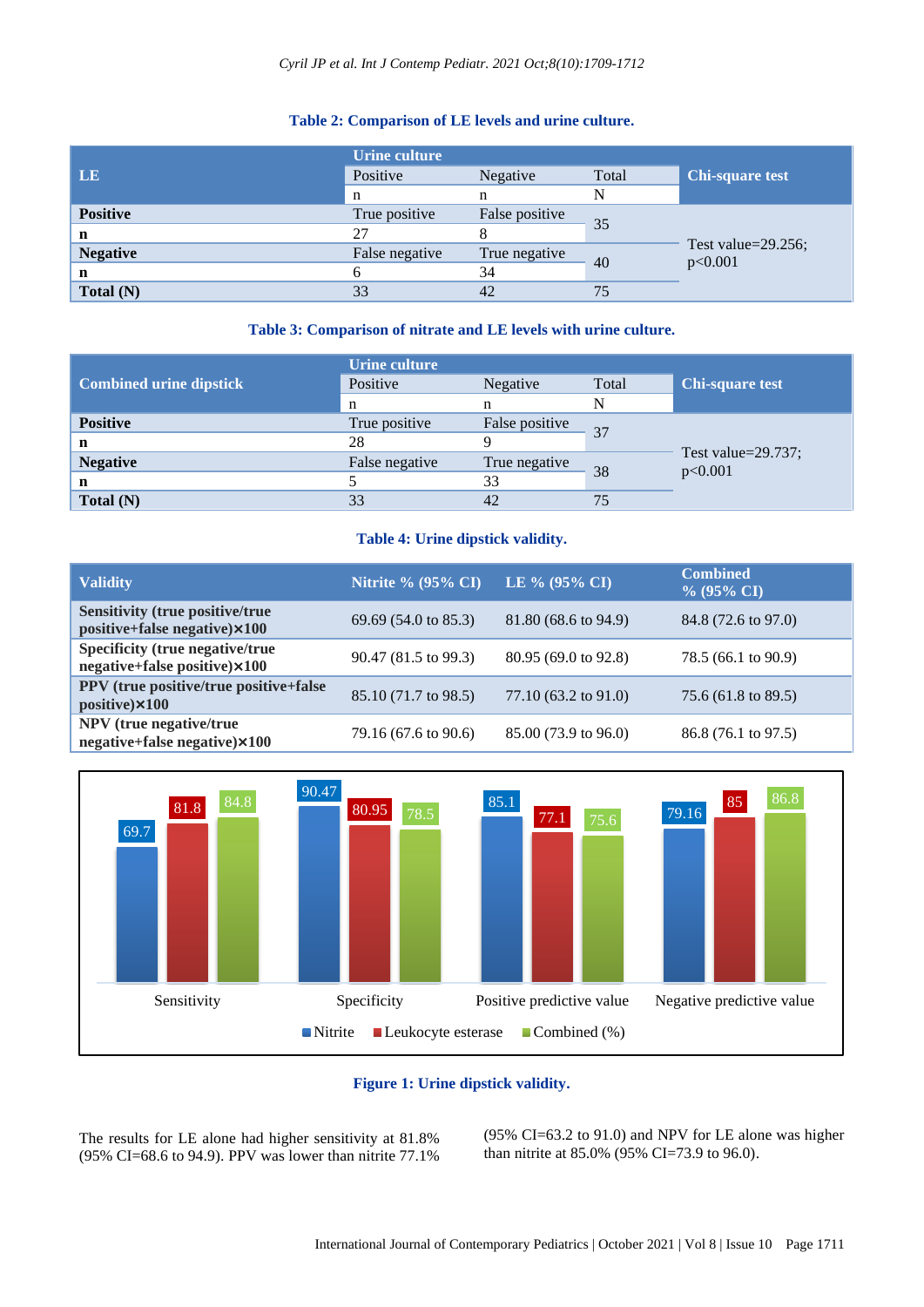**Table 2: Comparison of LE levels and urine culture.**

| LE | Urine culture | | | Chi-square test |
|---|---|---|---|---|
| | Positive | Negative | Total | |
| | n | n | N | |
| **Positive** | True positive | False positive | 35 | Test value=29.256; p<0.001 |
| **n** | 27 | 8 | | |
| **Negative** | False negative | True negative | 40 | |
| **n** | 6 | 34 | | |
| **Total (N)** | 33 | 42 | 75 | |

**Table 3: Comparison of nitrate and LE levels with urine culture.**

| Combined urine dipstick | Urine culture | | | Chi-square test |
|---|---|---|---|---|
| | Positive | Negative | Total | |
| | n | n | N | |
| **Positive** | True positive | False positive | 37 | Test value=29.737; p<0.001 |
| **n** | 28 | 9 | | |
| **Negative** | False negative | True negative | 38 | |
| **n** | 5 | 33 | | |
| **Total (N)** | 33 | 42 | 75 | |

**Table 4: Urine dipstick validity.**

| Validity | Nitrite % (95% CI) | LE % (95% CI) | Combined % (95% CI) |
|---|---|---|---|
| **Sensitivity (true positive/true positive+false negative)×100** | 69.69 (54.0 to 85.3) | 81.80 (68.6 to 94.9) | 84.8 (72.6 to 97.0) |
| **Specificity (true negative/true negative+false positive)×100** | 90.47 (81.5 to 99.3) | 80.95 (69.0 to 92.8) | 78.5 (66.1 to 90.9) |
| **PPV (true positive/true positive+false positive)×100** | 85.10 (71.7 to 98.5) | 77.10 (63.2 to 91.0) | 75.6 (61.8 to 89.5) |
| **NPV (true negative/true negative+false negative)×100** | 79.16 (67.6 to 90.6) | 85.00 (73.9 to 96.0) | 86.8 (76.1 to 97.5) |

| | Nitrite | Leukocyte esterase | Combined (%) |
|---|---|---|---|
| Sensitivity | 69.7 | 81.8 | 84.8 |
| Specificity | 90.47 | 80.95 | 78.5 |
| Positive predictive value | 85.1 | 77.1 | 75.6 |
| Negative predictive value | 79.16 | 85 | 86.8 |

**Figure 1: Urine dipstick validity.**

The results for LE alone had higher sensitivity at 81.8% (95% CI=68.6 to 94.9). PPV was lower than nitrite 77.1% (95% CI=63.2 to 91.0) and NPV for LE alone was higher than nitrite at 85.0% (95% CI=73.9 to 96.0).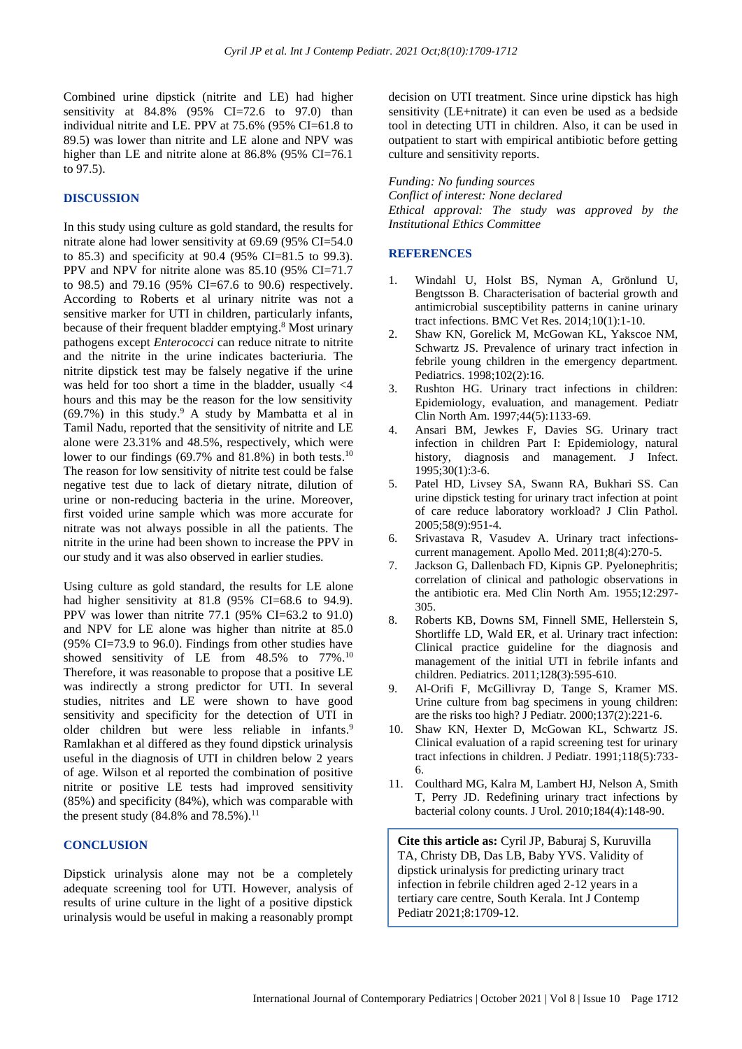Combined urine dipstick (nitrite and LE) had higher sensitivity at 84.8% (95% CI=72.6 to 97.0) than individual nitrite and LE. PPV at 75.6% (95% CI=61.8 to 89.5) was lower than nitrite and LE alone and NPV was higher than LE and nitrite alone at 86.8% (95% CI=76.1 to 97.5).

## DISCUSSION

In this study using culture as gold standard, the results for nitrate alone had lower sensitivity at 69.69 (95% CI=54.0 to 85.3) and specificity at 90.4 (95% CI=81.5 to 99.3). PPV and NPV for nitrite alone was 85.10 (95% CI=71.7 to 98.5) and 79.16 (95% CI=67.6 to 90.6) respectively. According to Roberts et al urinary nitrite was not a sensitive marker for UTI in children, particularly infants, because of their frequent bladder emptying.[8] Most urinary pathogens except *Enterococci* can reduce nitrate to nitrite and the nitrite in the urine indicates bacteriuria. The nitrite dipstick test may be falsely negative if the urine was held for too short a time in the bladder, usually <4 hours and this may be the reason for the low sensitivity (69.7%) in this study.[9] A study by Mambatta et al in Tamil Nadu, reported that the sensitivity of nitrite and LE alone were 23.31% and 48.5%, respectively, which were lower to our findings (69.7% and 81.8%) in both tests.[10] The reason for low sensitivity of nitrite test could be false negative test due to lack of dietary nitrate, dilution of urine or non-reducing bacteria in the urine. Moreover, first voided urine sample which was more accurate for nitrate was not always possible in all the patients. The nitrite in the urine had been shown to increase the PPV in our study and it was also observed in earlier studies.

Using culture as gold standard, the results for LE alone had higher sensitivity at 81.8 (95% CI=68.6 to 94.9). PPV was lower than nitrite 77.1 (95% CI=63.2 to 91.0) and NPV for LE alone was higher than nitrite at 85.0 (95% CI=73.9 to 96.0). Findings from other studies have showed sensitivity of LE from 48.5% to 77%.[10] Therefore, it was reasonable to propose that a positive LE was indirectly a strong predictor for UTI. In several studies, nitrites and LE were shown to have good sensitivity and specificity for the detection of UTI in older children but were less reliable in infants.[9] Ramlakhan et al differed as they found dipstick urinalysis useful in the diagnosis of UTI in children below 2 years of age. Wilson et al reported the combination of positive nitrite or positive LE tests had improved sensitivity (85%) and specificity (84%), which was comparable with the present study (84.8% and 78.5%).[11]

## CONCLUSION

Dipstick urinalysis alone may not be a completely adequate screening tool for UTI. However, analysis of results of urine culture in the light of a positive dipstick urinalysis would be useful in making a reasonably prompt decision on UTI treatment. Since urine dipstick has high sensitivity (LE+nitrate) it can even be used as a bedside tool in detecting UTI in children. Also, it can be used in outpatient to start with empirical antibiotic before getting culture and sensitivity reports.

*Funding: No funding sources*
*Conflict of interest: None declared*
*Ethical approval: The study was approved by the Institutional Ethics Committee*

## REFERENCES

1. Windahl U, Holst BS, Nyman A, Grönlund U, Bengtsson B. Characterisation of bacterial growth and antimicrobial susceptibility patterns in canine urinary tract infections. BMC Vet Res. 2014;10(1):1-10.
2. Shaw KN, Gorelick M, McGowan KL, Yakscoe NM, Schwartz JS. Prevalence of urinary tract infection in febrile young children in the emergency department. Pediatrics. 1998;102(2):16.
3. Rushton HG. Urinary tract infections in children: Epidemiology, evaluation, and management. Pediatr Clin North Am. 1997;44(5):1133-69.
4. Ansari BM, Jewkes F, Davies SG. Urinary tract infection in children Part I: Epidemiology, natural history, diagnosis and management. J Infect. 1995;30(1):3-6.
5. Patel HD, Livsey SA, Swann RA, Bukhari SS. Can urine dipstick testing for urinary tract infection at point of care reduce laboratory workload? J Clin Pathol. 2005;58(9):951-4.
6. Srivastava R, Vasudev A. Urinary tract infections-current management. Apollo Med. 2011;8(4):270-5.
7. Jackson G, Dallenbach FD, Kipnis GP. Pyelonephritis; correlation of clinical and pathologic observations in the antibiotic era. Med Clin North Am. 1955;12:297-305.
8. Roberts KB, Downs SM, Finnell SME, Hellerstein S, Shortliffe LD, Wald ER, et al. Urinary tract infection: Clinical practice guideline for the diagnosis and management of the initial UTI in febrile infants and children. Pediatrics. 2011;128(3):595-610.
9. Al-Orifi F, McGillivray D, Tange S, Kramer MS. Urine culture from bag specimens in young children: are the risks too high? J Pediatr. 2000;137(2):221-6.
10. Shaw KN, Hexter D, McGowan KL, Schwartz JS. Clinical evaluation of a rapid screening test for urinary tract infections in children. J Pediatr. 1991;118(5):733-6.
11. Coulthard MG, Kalra M, Lambert HJ, Nelson A, Smith T, Perry JD. Redefining urinary tract infections by bacterial colony counts. J Urol. 2010;184(4):148-90.

**Cite this article as:** Cyril JP, Baburaj S, Kuruvilla TA, Christy DB, Das LB, Baby YVS. Validity of dipstick urinalysis for predicting urinary tract infection in febrile children aged 2-12 years in a tertiary care centre, South Kerala. Int J Contemp Pediatr 2021;8:1709-12.